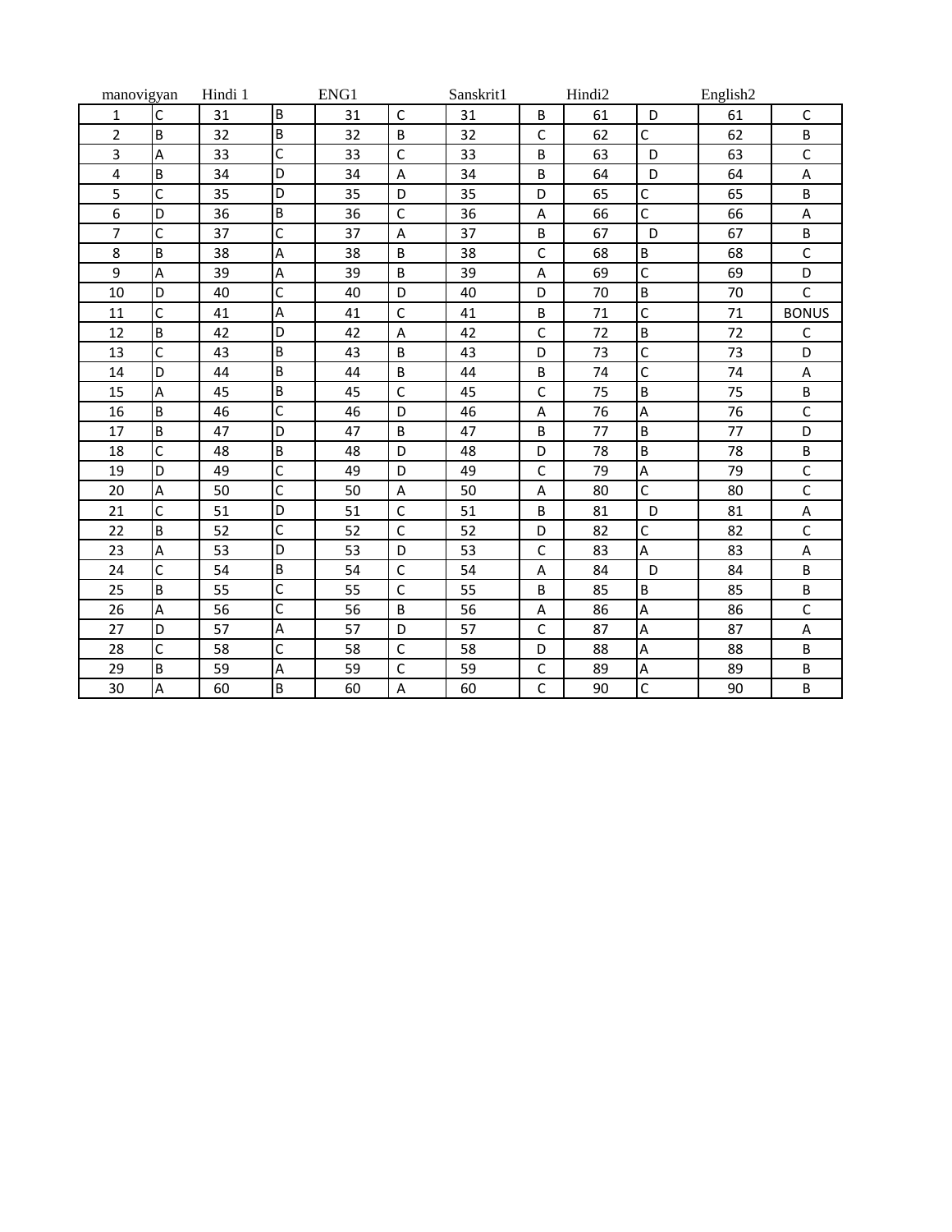| manovigyan | | Hindi 1 | | ENG1 | | Sanskrit1 | | Hindi2 | | English2 | |
|---|---|---|---|---|---|---|---|---|---|---|---|
| 1 | C | 31 | B | 31 | C | 31 | B | 61 | D | 61 | C |
| 2 | B | 32 | B | 32 | B | 32 | C | 62 | C | 62 | B |
| 3 | A | 33 | C | 33 | C | 33 | B | 63 | D | 63 | C |
| 4 | B | 34 | D | 34 | A | 34 | B | 64 | D | 64 | A |
| 5 | C | 35 | D | 35 | D | 35 | D | 65 | C | 65 | B |
| 6 | D | 36 | B | 36 | C | 36 | A | 66 | C | 66 | A |
| 7 | C | 37 | C | 37 | A | 37 | B | 67 | D | 67 | B |
| 8 | B | 38 | A | 38 | B | 38 | C | 68 | B | 68 | C |
| 9 | A | 39 | A | 39 | B | 39 | A | 69 | C | 69 | D |
| 10 | D | 40 | C | 40 | D | 40 | D | 70 | B | 70 | C |
| 11 | C | 41 | A | 41 | C | 41 | B | 71 | C | 71 | BONUS |
| 12 | B | 42 | D | 42 | A | 42 | C | 72 | B | 72 | C |
| 13 | C | 43 | B | 43 | B | 43 | D | 73 | C | 73 | D |
| 14 | D | 44 | B | 44 | B | 44 | B | 74 | C | 74 | A |
| 15 | A | 45 | B | 45 | C | 45 | C | 75 | B | 75 | B |
| 16 | B | 46 | C | 46 | D | 46 | A | 76 | A | 76 | C |
| 17 | B | 47 | D | 47 | B | 47 | B | 77 | B | 77 | D |
| 18 | C | 48 | B | 48 | D | 48 | D | 78 | B | 78 | B |
| 19 | D | 49 | C | 49 | D | 49 | C | 79 | A | 79 | C |
| 20 | A | 50 | C | 50 | A | 50 | A | 80 | C | 80 | C |
| 21 | C | 51 | D | 51 | C | 51 | B | 81 | D | 81 | A |
| 22 | B | 52 | C | 52 | C | 52 | D | 82 | C | 82 | C |
| 23 | A | 53 | D | 53 | D | 53 | C | 83 | A | 83 | A |
| 24 | C | 54 | B | 54 | C | 54 | A | 84 | D | 84 | B |
| 25 | B | 55 | C | 55 | C | 55 | B | 85 | B | 85 | B |
| 26 | A | 56 | C | 56 | B | 56 | A | 86 | A | 86 | C |
| 27 | D | 57 | A | 57 | D | 57 | C | 87 | A | 87 | A |
| 28 | C | 58 | C | 58 | C | 58 | D | 88 | A | 88 | B |
| 29 | B | 59 | A | 59 | C | 59 | C | 89 | A | 89 | B |
| 30 | A | 60 | B | 60 | A | 60 | C | 90 | C | 90 | B |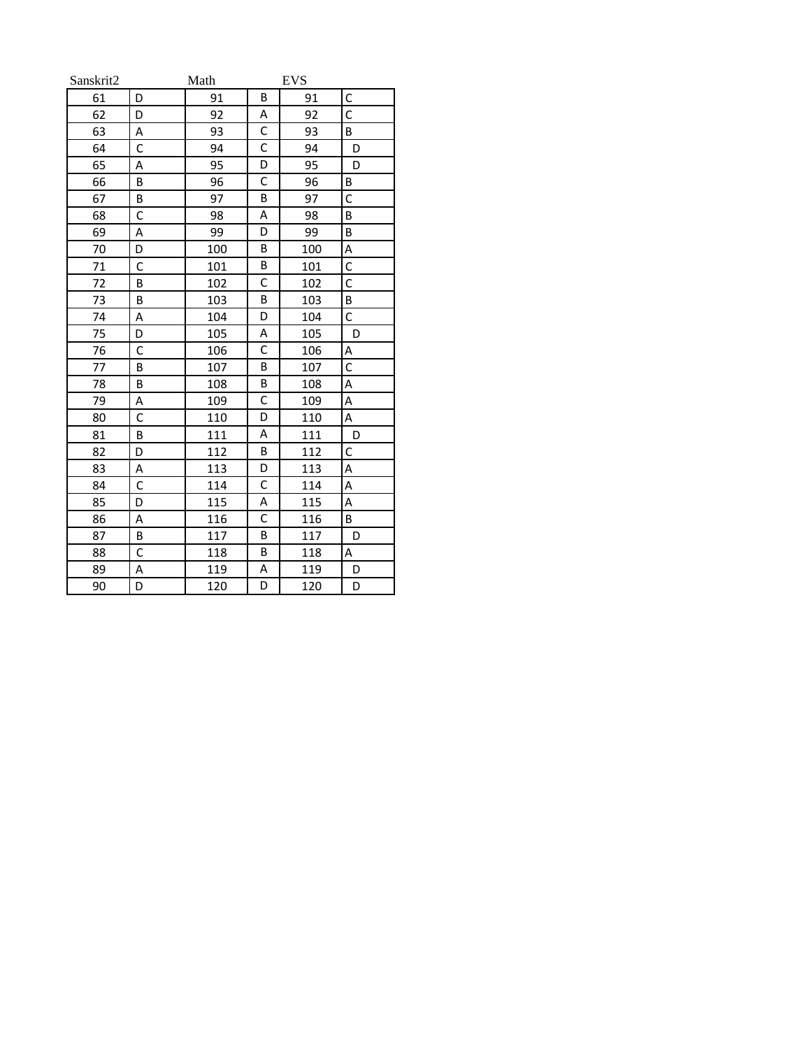| Sanskrit2 | | Math | | EVS | |
|---|---|---|---|---|---|
| 61 | D | 91 | B | 91 | C |
| 62 | D | 92 | A | 92 | C |
| 63 | A | 93 | C | 93 | B |
| 64 | C | 94 | C | 94 | D |
| 65 | A | 95 | D | 95 | D |
| 66 | B | 96 | C | 96 | B |
| 67 | B | 97 | B | 97 | C |
| 68 | C | 98 | A | 98 | B |
| 69 | A | 99 | D | 99 | B |
| 70 | D | 100 | B | 100 | A |
| 71 | C | 101 | B | 101 | C |
| 72 | B | 102 | C | 102 | C |
| 73 | B | 103 | B | 103 | B |
| 74 | A | 104 | D | 104 | C |
| 75 | D | 105 | A | 105 | D |
| 76 | C | 106 | C | 106 | A |
| 77 | B | 107 | B | 107 | C |
| 78 | B | 108 | B | 108 | A |
| 79 | A | 109 | C | 109 | A |
| 80 | C | 110 | D | 110 | A |
| 81 | B | 111 | A | 111 | D |
| 82 | D | 112 | B | 112 | C |
| 83 | A | 113 | D | 113 | A |
| 84 | C | 114 | C | 114 | A |
| 85 | D | 115 | A | 115 | A |
| 86 | A | 116 | C | 116 | B |
| 87 | B | 117 | B | 117 | D |
| 88 | C | 118 | B | 118 | A |
| 89 | A | 119 | A | 119 | D |
| 90 | D | 120 | D | 120 | D |